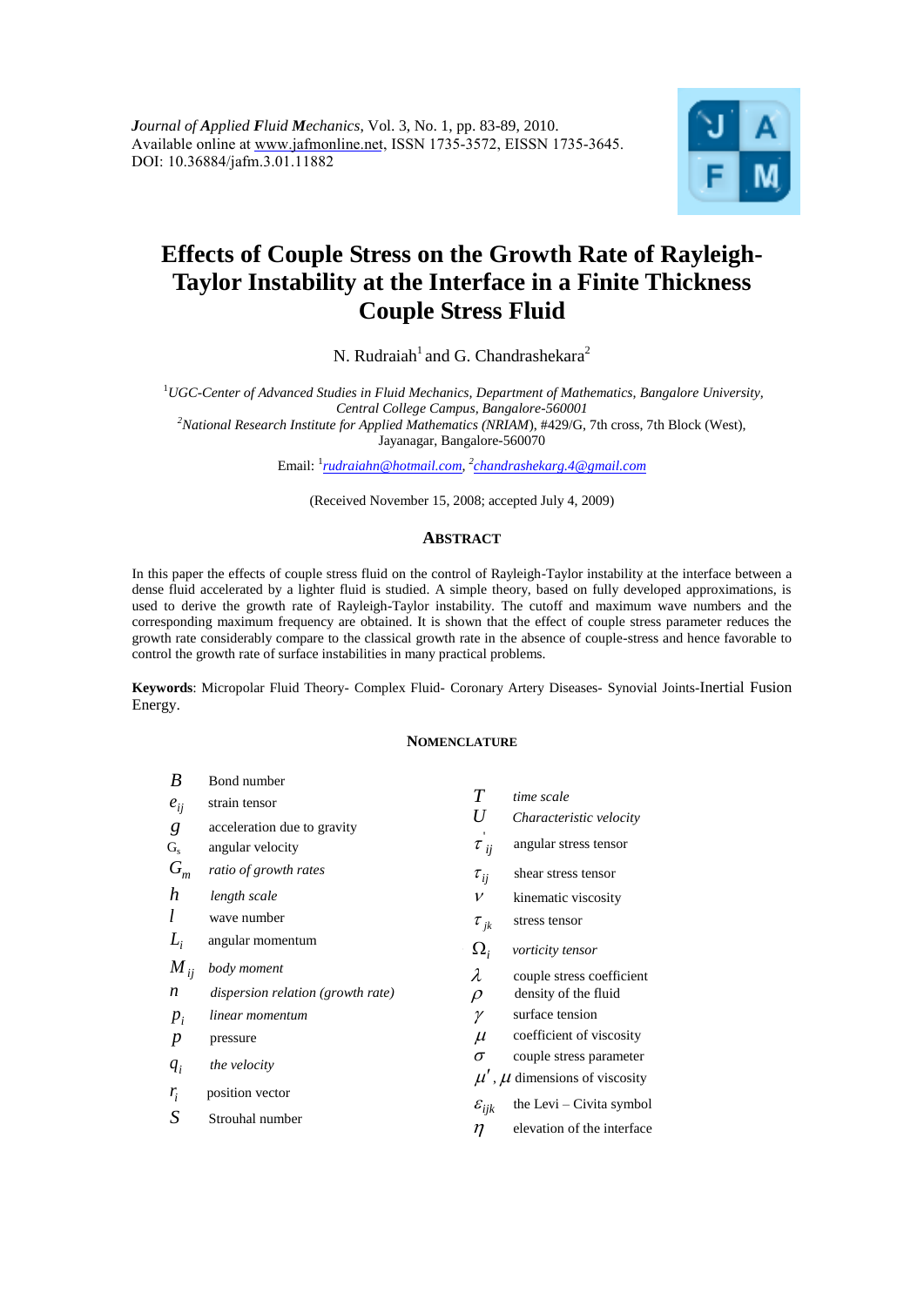*Journal of Applied Fluid Mechanics*, Vol. 3, No. 1, pp. 83-89, 2010.
Available online at www.jafmonline.net, ISSN 1735-3572, EISSN 1735-3645.
DOI: 10.36884/jafm.3.01.11882

# Effects of Couple Stress on the Growth Rate of Rayleigh-Taylor Instability at the Interface in a Finite Thickness Couple Stress Fluid

N. Rudraiah[1] and G. Chandrashekara[2]

[1]*UGC-Center of Advanced Studies in Fluid Mechanics, Department of Mathematics, Bangalore University, Central College Campus, Bangalore-560001*
[2]*National Research Institute for Applied Mathematics (NRIAM)*, #429/G, 7th cross, 7th Block (West), Jayanagar, Bangalore-560070

Email: [1]*rudraiahn@hotmail.com*, [2]*chandrashekarg.4@gmail.com*

(Received November 15, 2008; accepted July 4, 2009)

## ABSTRACT

In this paper the effects of couple stress fluid on the control of Rayleigh-Taylor instability at the interface between a dense fluid accelerated by a lighter fluid is studied. A simple theory, based on fully developed approximations, is used to derive the growth rate of Rayleigh-Taylor instability. The cutoff and maximum wave numbers and the corresponding maximum frequency are obtained. It is shown that the effect of couple stress parameter reduces the growth rate considerably compare to the classical growth rate in the absence of couple-stress and hence favorable to control the growth rate of surface instabilities in many practical problems.

**Keywords**: Micropolar Fluid Theory- Complex Fluid- Coronary Artery Diseases- Synovial Joints-Inertial Fusion Energy.

## NOMENCLATURE

| | |
|---|---|
| $B$ | Bond number |
| $e_{ij}$ | strain tensor |
| $g$ | acceleration due to gravity |
| $G_s$ | angular velocity |
| $G_m$ | *ratio of growth rates* |
| $h$ | *length scale* |
| $l$ | wave number |
| $L_i$ | angular momentum |
| $M_{ij}$ | *body moment* |
| $n$ | *dispersion relation (growth rate)* |
| $p_i$ | *linear momentum* |
| $p$ | pressure |
| $q_i$ | *the velocity* |
| $r_i$ | position vector |
| $S$ | Strouhal number |
| $T$ | *time scale* |
| $U$ | *Characteristic velocity* |
| $\tau'_{ij}$ | angular stress tensor |
| $\tau_{ij}$ | shear stress tensor |
| $\nu$ | kinematic viscosity |
| $\tau_{jk}$ | stress tensor |
| $\Omega_i$ | *vorticity tensor* |
| $\lambda$ | couple stress coefficient |
| $\rho$ | density of the fluid |
| $\gamma$ | surface tension |
| $\mu$ | coefficient of viscosity |
| $\sigma$ | couple stress parameter |
| $\mu'$, $\mu$ | dimensions of viscosity |
| $\varepsilon_{ijk}$ | the Levi – Civita symbol |
| $\eta$ | elevation of the interface |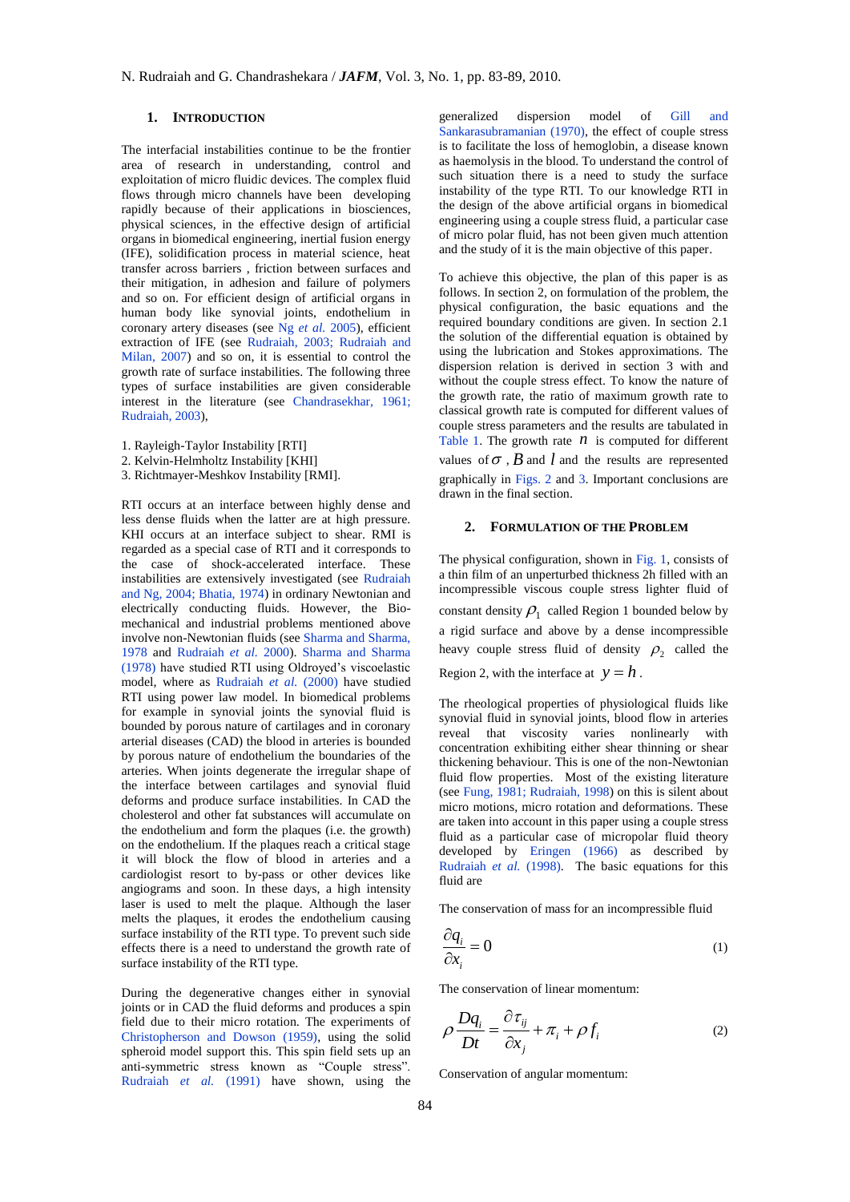## 1. INTRODUCTION

The interfacial instabilities continue to be the frontier area of research in understanding, control and exploitation of micro fluidic devices. The complex fluid flows through micro channels have been developing rapidly because of their applications in biosciences, physical sciences, in the effective design of artificial organs in biomedical engineering, inertial fusion energy (IFE), solidification process in material science, heat transfer across barriers , friction between surfaces and their mitigation, in adhesion and failure of polymers and so on. For efficient design of artificial organs in human body like synovial joints, endothelium in coronary artery diseases (see Ng *et al.* 2005), efficient extraction of IFE (see Rudraiah, 2003; Rudraiah and Milan, 2007) and so on, it is essential to control the growth rate of surface instabilities. The following three types of surface instabilities are given considerable interest in the literature (see Chandrasekhar, 1961; Rudraiah, 2003),

1. Rayleigh-Taylor Instability [RTI]
2. Kelvin-Helmholtz Instability [KHI]
3. Richtmayer-Meshkov Instability [RMI].

RTI occurs at an interface between highly dense and less dense fluids when the latter are at high pressure. KHI occurs at an interface subject to shear. RMI is regarded as a special case of RTI and it corresponds to the case of shock-accelerated interface. These instabilities are extensively investigated (see Rudraiah and Ng, 2004; Bhatia, 1974) in ordinary Newtonian and electrically conducting fluids. However, the Bio-mechanical and industrial problems mentioned above involve non-Newtonian fluids (see Sharma and Sharma, 1978 and Rudraiah *et al.* 2000). Sharma and Sharma (1978) have studied RTI using Oldroyed's viscoelastic model, where as Rudraiah *et al.* (2000) have studied RTI using power law model. In biomedical problems for example in synovial joints the synovial fluid is bounded by porous nature of cartilages and in coronary arterial diseases (CAD) the blood in arteries is bounded by porous nature of endothelium the boundaries of the arteries. When joints degenerate the irregular shape of the interface between cartilages and synovial fluid deforms and produce surface instabilities. In CAD the cholesterol and other fat substances will accumulate on the endothelium and form the plaques (i.e. the growth) on the endothelium. If the plaques reach a critical stage it will block the flow of blood in arteries and a cardiologist resort to by-pass or other devices like angiograms and soon. In these days, a high intensity laser is used to melt the plaque. Although the laser melts the plaques, it erodes the endothelium causing surface instability of the RTI type. To prevent such side effects there is a need to understand the growth rate of surface instability of the RTI type.

During the degenerative changes either in synovial joints or in CAD the fluid deforms and produces a spin field due to their micro rotation. The experiments of Christopherson and Dowson (1959), using the solid spheroid model support this. This spin field sets up an anti-symmetric stress known as "Couple stress". Rudraiah *et al.* (1991) have shown, using the generalized dispersion model of Gill and Sankarasubramanian (1970), the effect of couple stress is to facilitate the loss of hemoglobin, a disease known as haemolysis in the blood. To understand the control of such situation there is a need to study the surface instability of the type RTI. To our knowledge RTI in the design of the above artificial organs in biomedical engineering using a couple stress fluid, a particular case of micro polar fluid, has not been given much attention and the study of it is the main objective of this paper.

To achieve this objective, the plan of this paper is as follows. In section 2, on formulation of the problem, the physical configuration, the basic equations and the required boundary conditions are given. In section 2.1 the solution of the differential equation is obtained by using the lubrication and Stokes approximations. The dispersion relation is derived in section 3 with and without the couple stress effect. To know the nature of the growth rate, the ratio of maximum growth rate to classical growth rate is computed for different values of couple stress parameters and the results are tabulated in Table 1. The growth rate $n$ is computed for different values of $\sigma$, $B$ and $l$ and the results are represented graphically in Figs. 2 and 3. Important conclusions are drawn in the final section.

## 2. FORMULATION OF THE PROBLEM

The physical configuration, shown in Fig. 1, consists of a thin film of an unperturbed thickness 2h filled with an incompressible viscous couple stress lighter fluid of constant density $\rho_1$ called Region 1 bounded below by a rigid surface and above by a dense incompressible heavy couple stress fluid of density $\rho_2$ called the Region 2, with the interface at $y = h$.

The rheological properties of physiological fluids like synovial fluid in synovial joints, blood flow in arteries reveal that viscosity varies nonlinearly with concentration exhibiting either shear thinning or shear thickening behaviour. This is one of the non-Newtonian fluid flow properties. Most of the existing literature (see Fung, 1981; Rudraiah, 1998) on this is silent about micro motions, micro rotation and deformations. These are taken into account in this paper using a couple stress fluid as a particular case of micropolar fluid theory developed by Eringen (1966) as described by Rudraiah *et al.* (1998). The basic equations for this fluid are

The conservation of mass for an incompressible fluid

$$\frac{\partial q_i}{\partial x_i} = 0 \tag{1}$$

The conservation of linear momentum:

$$\rho \frac{Dq_i}{Dt} = \frac{\partial \tau_{ij}}{\partial x_j} + \pi_i + \rho f_i \tag{2}$$

Conservation of angular momentum: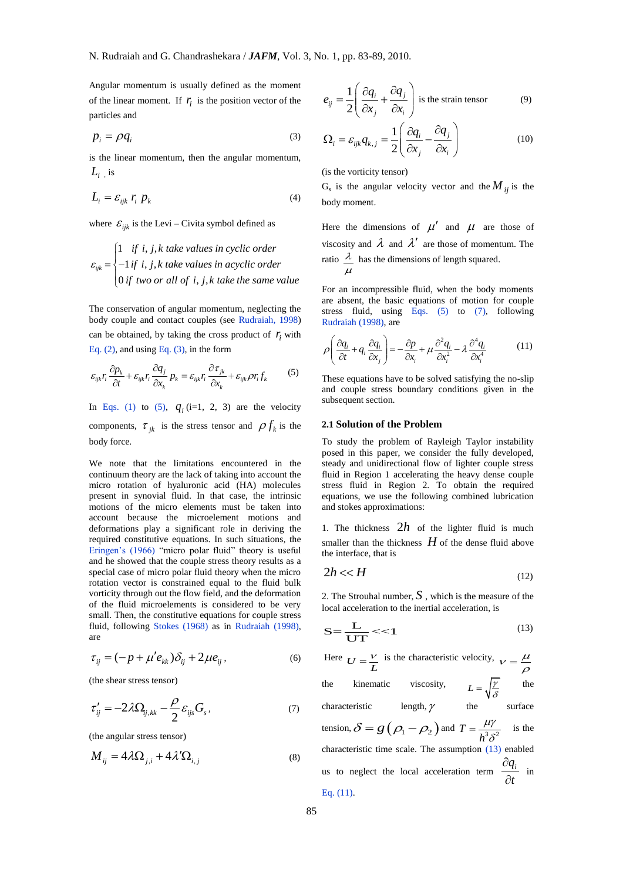Angular momentum is usually defined as the moment of the linear moment. If $r_i$ is the position vector of the particles and

$$p_i = \rho q_i \tag{3}$$

is the linear momentum, then the angular momentum, $L_i$ , is

$$L_i = \varepsilon_{ijk}\, r_i\, p_k \tag{4}$$

where $\varepsilon_{ijk}$ is the Levi – Civita symbol defined as

$$\varepsilon_{ijk} = \begin{cases} 1 \;\; \text{if } i,j,k \text{ take values in cyclic order} \\ -1 \; \text{if } i,j,k \text{ take values in acyclic order} \\ 0 \; \text{if two or all of } i,j,k \text{ take the same value} \end{cases}$$

The conservation of angular momentum, neglecting the body couple and contact couples (see Rudraiah, 1998) can be obtained, by taking the cross product of $r_i$ with Eq. (2), and using Eq. (3), in the form

$$\varepsilon_{ijk} r_i \frac{\partial p_k}{\partial t} + \varepsilon_{ijk} r_i \frac{\partial q_j}{\partial x_k} p_k = \varepsilon_{ijk} r_i \frac{\partial \tau_{jk}}{\partial x_k} + \varepsilon_{ijk} \rho r_i f_k \tag{5}$$

In Eqs. (1) to (5), $q_i$ (i=1, 2, 3) are the velocity components, $\tau_{jk}$ is the stress tensor and $\rho f_k$ is the body force.

We note that the limitations encountered in the continuum theory are the lack of taking into account the micro rotation of hyaluronic acid (HA) molecules present in synovial fluid. In that case, the intrinsic motions of the micro elements must be taken into account because the microelement motions and deformations play a significant role in deriving the required constitutive equations. In such situations, the Eringen's (1966) "micro polar fluid" theory is useful and he showed that the couple stress theory results as a special case of micro polar fluid theory when the micro rotation vector is constrained equal to the fluid bulk vorticity through out the flow field, and the deformation of the fluid microelements is considered to be very small. Then, the constitutive equations for couple stress fluid, following Stokes (1968) as in Rudraiah (1998), are

$$\tau_{ij} = (-p + \mu' e_{kk})\delta_{ij} + 2\mu e_{ij}\,, \tag{6}$$

(the shear stress tensor)

$$\tau'_{ij} = -2\lambda \Omega_{ij,kk} - \frac{\rho}{2}\varepsilon_{ijs} G_s\,, \tag{7}$$

(the angular stress tensor)

$$M_{ij} = 4\lambda \Omega_{j,i} + 4\lambda' \Omega_{i,j} \tag{8}$$

$$e_{ij} = \frac{1}{2}\left(\frac{\partial q_i}{\partial x_j} + \frac{\partial q_j}{\partial x_i}\right) \text{ is the strain tensor} \tag{9}$$

$$\Omega_i = \varepsilon_{ijk} q_{k,j} = \frac{1}{2}\left(\frac{\partial q_i}{\partial x_j} - \frac{\partial q_j}{\partial x_i}\right) \tag{10}$$

(is the vorticity tensor)

$G_s$ is the angular velocity vector and the $M_{ij}$ is the body moment.

Here the dimensions of $\mu'$ and $\mu$ are those of viscosity and $\lambda$ and $\lambda'$ are those of momentum. The ratio $\frac{\lambda}{\mu}$ has the dimensions of length squared.

For an incompressible fluid, when the body moments are absent, the basic equations of motion for couple stress fluid, using Eqs. (5) to (7), following Rudraiah (1998), are

$$\rho\left(\frac{\partial q_i}{\partial t} + q_i \frac{\partial q_i}{\partial x_j}\right) = -\frac{\partial p}{\partial x_i} + \mu \frac{\partial^2 q_i}{\partial x_i^2} - \lambda \frac{\partial^4 q_i}{\partial x_i^4} \tag{11}$$

These equations have to be solved satisfying the no-slip and couple stress boundary conditions given in the subsequent section.

### 2.1 Solution of the Problem

To study the problem of Rayleigh Taylor instability posed in this paper, we consider the fully developed, steady and unidirectional flow of lighter couple stress fluid in Region 1 accelerating the heavy dense couple stress fluid in Region 2. To obtain the required equations, we use the following combined lubrication and stokes approximations:

1. The thickness $2h$ of the lighter fluid is much smaller than the thickness $H$ of the dense fluid above the interface, that is

$$2h << H \tag{12}$$

2. The Strouhal number, $S$ , which is the measure of the local acceleration to the inertial acceleration, is

$$S = \frac{L}{UT} << 1 \tag{13}$$

Here $U = \frac{\nu}{L}$ is the characteristic velocity, $\nu = \frac{\mu}{\rho}$ the kinematic viscosity, $L = \sqrt{\frac{\gamma}{\delta}}$ the characteristic length, $\gamma$ the surface tension, $\delta = g(\rho_1 - \rho_2)$ and $T = \frac{\mu\gamma}{h^3\delta^2}$ is the characteristic time scale. The assumption (13) enabled us to neglect the local acceleration term $\frac{\partial q_i}{\partial t}$ in Eq. (11).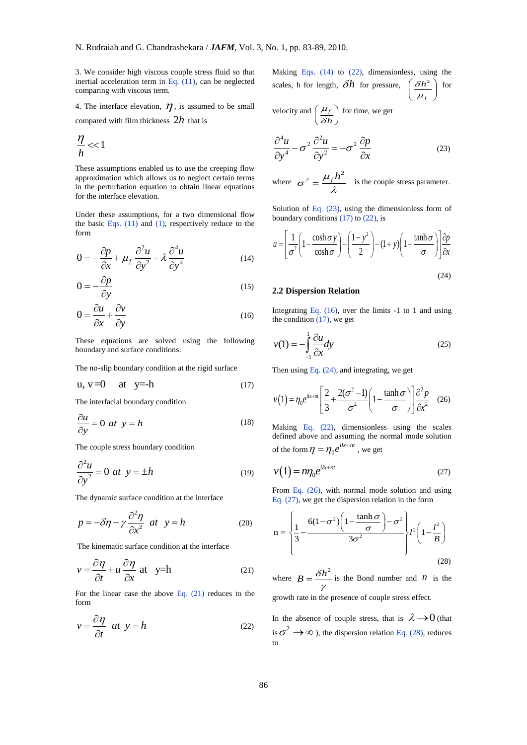3. We consider high viscous couple stress fluid so that inertial acceleration term in Eq. (11), can be neglected comparing with viscous term.

4. The interface elevation, $\eta$, is assumed to be small compared with film thickness $2h$ that is

$$\frac{\eta}{h} << 1$$

These assumptions enabled us to use the creeping flow approximation which allows us to neglect certain terms in the perturbation equation to obtain linear equations for the interface elevation.

Under these assumptions, for a two dimensional flow the basic Eqs. (11) and (1), respectively reduce to the form

$$0 = -\frac{\partial p}{\partial x} + \mu_f \frac{\partial^2 u}{\partial y^2} - \lambda \frac{\partial^4 u}{\partial y^4} \tag{14}$$

$$0 = -\frac{\partial p}{\partial y} \tag{15}$$

$$0 = \frac{\partial u}{\partial x} + \frac{\partial v}{\partial y} \tag{16}$$

These equations are solved using the following boundary and surface conditions:

The no-slip boundary condition at the rigid surface

$$u, v = 0 \quad \text{at} \quad y = -h \tag{17}$$

The interfacial boundary condition

$$\frac{\partial u}{\partial y} = 0 \ \ at \ \ y = h \tag{18}$$

The couple stress boundary condition

$$\frac{\partial^2 u}{\partial y^2} = 0 \ \ at \ \ y = \pm h \tag{19}$$

The dynamic surface condition at the interface

$$p = -\delta\eta - \gamma \frac{\partial^2 \eta}{\partial x^2} \ \ at \ \ y = h \tag{20}$$

The kinematic surface condition at the interface

$$v = \frac{\partial \eta}{\partial t} + u \frac{\partial \eta}{\partial x} \ \ \text{at} \ \ y = h \tag{21}$$

For the linear case the above Eq. (21) reduces to the form

$$v = \frac{\partial \eta}{\partial t} \ \ at \ \ y = h \tag{22}$$

Making Eqs. (14) to (22), dimensionless, using the scales, h for length, $\delta h$ for pressure, $\left(\frac{\delta h^2}{\mu_f}\right)$ for velocity and $\left(\frac{\mu_f}{\delta h}\right)$ for time, we get

$$\frac{\partial^4 u}{\partial y^4} - \sigma^2 \frac{\partial^2 u}{\partial y^2} = -\sigma^2 \frac{\partial p}{\partial x} \tag{23}$$

where $\sigma^2 = \frac{\mu_f h^2}{\lambda}$ is the couple stress parameter.

Solution of Eq. (23), using the dimensionless form of boundary conditions (17) to (22), is

$$u = \left[\frac{1}{\sigma^2}\left(1 - \frac{\cosh \sigma y}{\cosh \sigma}\right) - \left(\frac{1 - y^2}{2}\right) - (1 + y)\left(1 - \frac{\tanh \sigma}{\sigma}\right)\right]\frac{\partial p}{\partial x} \tag{24}$$

## 2.2 Dispersion Relation

Integrating Eq. (16), over the limits -1 to 1 and using the condition (17), we get

$$v(1) = -\int_{-1}^{1} \frac{\partial u}{\partial x} dy \tag{25}$$

Then using Eq. (24), and integrating, we get

$$v(1) = \eta_0 e^{ilx + nt}\left[\frac{2}{3} + \frac{2(\sigma^2 - 1)}{\sigma^2}\left(1 - \frac{\tanh \sigma}{\sigma}\right)\right]\frac{\partial^2 p}{\partial x^2} \tag{26}$$

Making Eq. (22), dimensionless using the scales defined above and assuming the normal mode solution of the form $\eta = \eta_0 e^{ilx + nt}$, we get

$$v(1) = n\eta_0 e^{ilx + nt} \tag{27}$$

From Eq. (26), with normal mode solution and using Eq. (27), we get the dispersion relation in the form

$$n = \left\{\frac{1}{3} - \frac{6(1 - \sigma^2)\left(1 - \frac{\tanh \sigma}{\sigma}\right) - \sigma^2}{3\sigma^2}\right\} l^2 \left(1 - \frac{l^2}{B}\right) \tag{28}$$

where $B = \frac{\delta h^2}{\gamma}$ is the Bond number and $n$ is the growth rate in the presence of couple stress effect.

In the absence of couple stress, that is $\lambda \to 0$ (that is $\sigma^2 \to \infty$), the dispersion relation Eq. (28), reduces to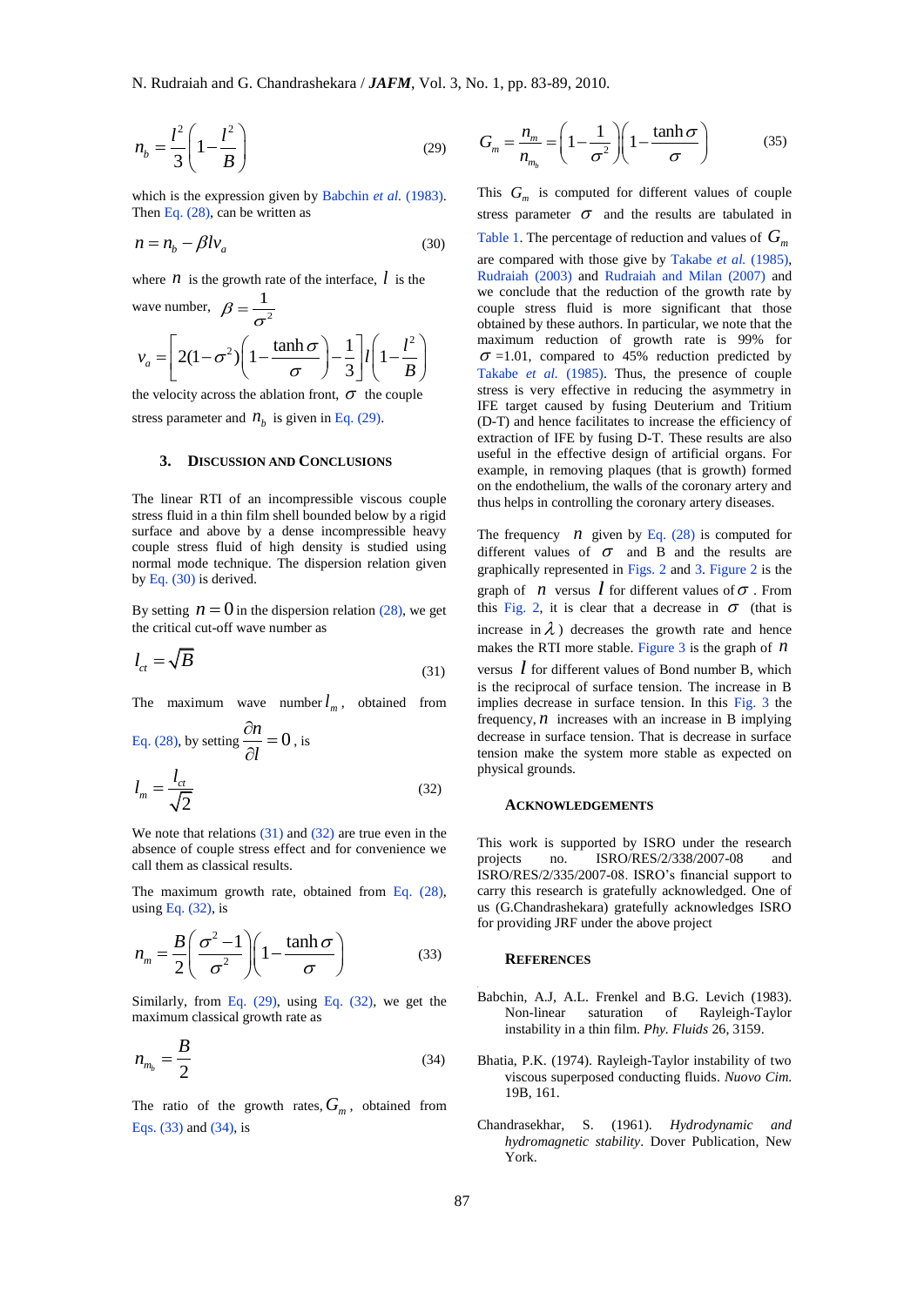$$n_b = \frac{l^2}{3}\left(1 - \frac{l^2}{B}\right) \tag{29}$$

which is the expression given by Babchin *et al.* (1983). Then Eq. (28), can be written as

$$n = n_b - \beta l v_a \tag{30}$$

where $n$ is the growth rate of the interface, $l$ is the wave number, $\beta = \frac{1}{\sigma^2}$

$$v_a = \left[2(1-\sigma^2)\left(1 - \frac{\tanh\sigma}{\sigma}\right) - \frac{1}{3}\right] l \left(1 - \frac{l^2}{B}\right)$$

the velocity across the ablation front, $\sigma$ the couple stress parameter and $n_b$ is given in Eq. (29).

## 3. Discussion and Conclusions

The linear RTI of an incompressible viscous couple stress fluid in a thin film shell bounded below by a rigid surface and above by a dense incompressible heavy couple stress fluid of high density is studied using normal mode technique. The dispersion relation given by Eq. (30) is derived.

By setting $n = 0$ in the dispersion relation (28), we get the critical cut-off wave number as

$$l_{ct} = \sqrt{B} \tag{31}$$

The maximum wave number $l_m$, obtained from Eq. (28), by setting $\frac{\partial n}{\partial l} = 0$, is

$$l_m = \frac{l_{ct}}{\sqrt{2}} \tag{32}$$

We note that relations (31) and (32) are true even in the absence of couple stress effect and for convenience we call them as classical results.

The maximum growth rate, obtained from Eq. (28), using Eq. (32), is

$$n_m = \frac{B}{2}\left(\frac{\sigma^2 - 1}{\sigma^2}\right)\left(1 - \frac{\tanh\sigma}{\sigma}\right) \tag{33}$$

Similarly, from Eq. (29), using Eq. (32), we get the maximum classical growth rate as

$$n_{m_b} = \frac{B}{2} \tag{34}$$

The ratio of the growth rates, $G_m$, obtained from Eqs. (33) and (34), is

$$G_m = \frac{n_m}{n_{m_b}} = \left(1 - \frac{1}{\sigma^2}\right)\left(1 - \frac{\tanh\sigma}{\sigma}\right) \tag{35}$$

This $G_m$ is computed for different values of couple stress parameter $\sigma$ and the results are tabulated in Table 1. The percentage of reduction and values of $G_m$ are compared with those give by Takabe *et al.* (1985), Rudraiah (2003) and Rudraiah and Milan (2007) and we conclude that the reduction of the growth rate by couple stress fluid is more significant that those obtained by these authors. In particular, we note that the maximum reduction of growth rate is 99% for $\sigma$ =1.01, compared to 45% reduction predicted by Takabe *et al.* (1985). Thus, the presence of couple stress is very effective in reducing the asymmetry in IFE target caused by fusing Deuterium and Tritium (D-T) and hence facilitates to increase the efficiency of extraction of IFE by fusing D-T. These results are also useful in the effective design of artificial organs. For example, in removing plaques (that is growth) formed on the endothelium, the walls of the coronary artery and thus helps in controlling the coronary artery diseases.

The frequency $n$ given by Eq. (28) is computed for different values of $\sigma$ and B and the results are graphically represented in Figs. 2 and 3. Figure 2 is the graph of $n$ versus $l$ for different values of $\sigma$. From this Fig. 2, it is clear that a decrease in $\sigma$ (that is increase in $\lambda$) decreases the growth rate and hence makes the RTI more stable. Figure 3 is the graph of $n$ versus $l$ for different values of Bond number B, which is the reciprocal of surface tension. The increase in B implies decrease in surface tension. In this Fig. 3 the frequency, $n$ increases with an increase in B implying decrease in surface tension. That is decrease in surface tension make the system more stable as expected on physical grounds.

## Acknowledgements

This work is supported by ISRO under the research projects no. ISRO/RES/2/338/2007-08 and ISRO/RES/2/335/2007-08. ISRO's financial support to carry this research is gratefully acknowledged. One of us (G.Chandrashekara) gratefully acknowledges ISRO for providing JRF under the above project

## References

Babchin, A.J, A.L. Frenkel and B.G. Levich (1983). Non-linear saturation of Rayleigh-Taylor instability in a thin film. *Phy. Fluids* 26, 3159.

Bhatia, P.K. (1974). Rayleigh-Taylor instability of two viscous superposed conducting fluids. *Nuovo Cim.* 19B, 161.

Chandrasekhar, S. (1961). *Hydrodynamic and hydromagnetic stability*. Dover Publication, New York.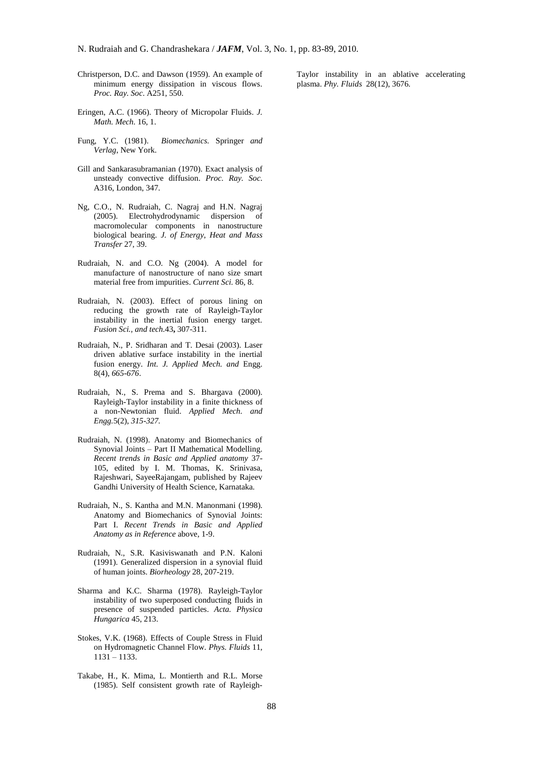Christperson, D.C. and Dawson (1959). An example of minimum energy dissipation in viscous flows. *Proc. Ray. Soc.* A251, 550.

Eringen, A.C. (1966). Theory of Micropolar Fluids. *J. Math. Mech.* 16, 1.

Fung, Y.C. (1981). *Biomechanics.* Springer *and Verlag*, New York.

Gill and Sankarasubramanian (1970). Exact analysis of unsteady convective diffusion. *Proc. Ray. Soc.* A316, London, 347.

Ng, C.O., N. Rudraiah, C. Nagraj and H.N. Nagraj (2005). Electrohydrodynamic dispersion of macromolecular components in nanostructure biological bearing. *J. of Energy, Heat and Mass Transfer* 27, 39.

Rudraiah, N. and C.O. Ng (2004). A model for manufacture of nanostructure of nano size smart material free from impurities. *Current Sci.* 86, 8.

Rudraiah, N. (2003). Effect of porous lining on reducing the growth rate of Rayleigh-Taylor instability in the inertial fusion energy target. *Fusion Sci., and tech.*43**,** 307-311.

Rudraiah, N., P. Sridharan and T. Desai (2003). Laser driven ablative surface instability in the inertial fusion energy. *Int. J. Applied Mech. and* Engg. 8(4), *665-676*.

Rudraiah, N., S. Prema and S. Bhargava (2000). Rayleigh-Taylor instability in a finite thickness of a non-Newtonian fluid. *Applied Mech. and Engg.*5(2), *315-327.*

Rudraiah, N. (1998). Anatomy and Biomechanics of Synovial Joints – Part II Mathematical Modelling. *Recent trends in Basic and Applied anatomy* 37-105, edited by I. M. Thomas, K. Srinivasa, Rajeshwari, SayeeRajangam, published by Rajeev Gandhi University of Health Science, Karnataka.

Rudraiah, N., S. Kantha and M.N. Manonmani (1998). Anatomy and Biomechanics of Synovial Joints: Part I. *Recent Trends in Basic and Applied Anatomy as in Reference* above, 1-9.

Rudraiah, N., S.R. Kasiviswanath and P.N. Kaloni (1991). Generalized dispersion in a synovial fluid of human joints. *Biorheology* 28, 207-219.

Sharma and K.C. Sharma (1978). Rayleigh-Taylor instability of two superposed conducting fluids in presence of suspended particles. *Acta. Physica Hungarica* 45, 213.

Stokes, V.K. (1968). Effects of Couple Stress in Fluid on Hydromagnetic Channel Flow. *Phys. Fluids* 11, 1131 – 1133.

Takabe, H., K. Mima, L. Montierth and R.L. Morse (1985). Self consistent growth rate of Rayleigh-Taylor instability in an ablative accelerating plasma. *Phy. Fluids* 28(12), 3676.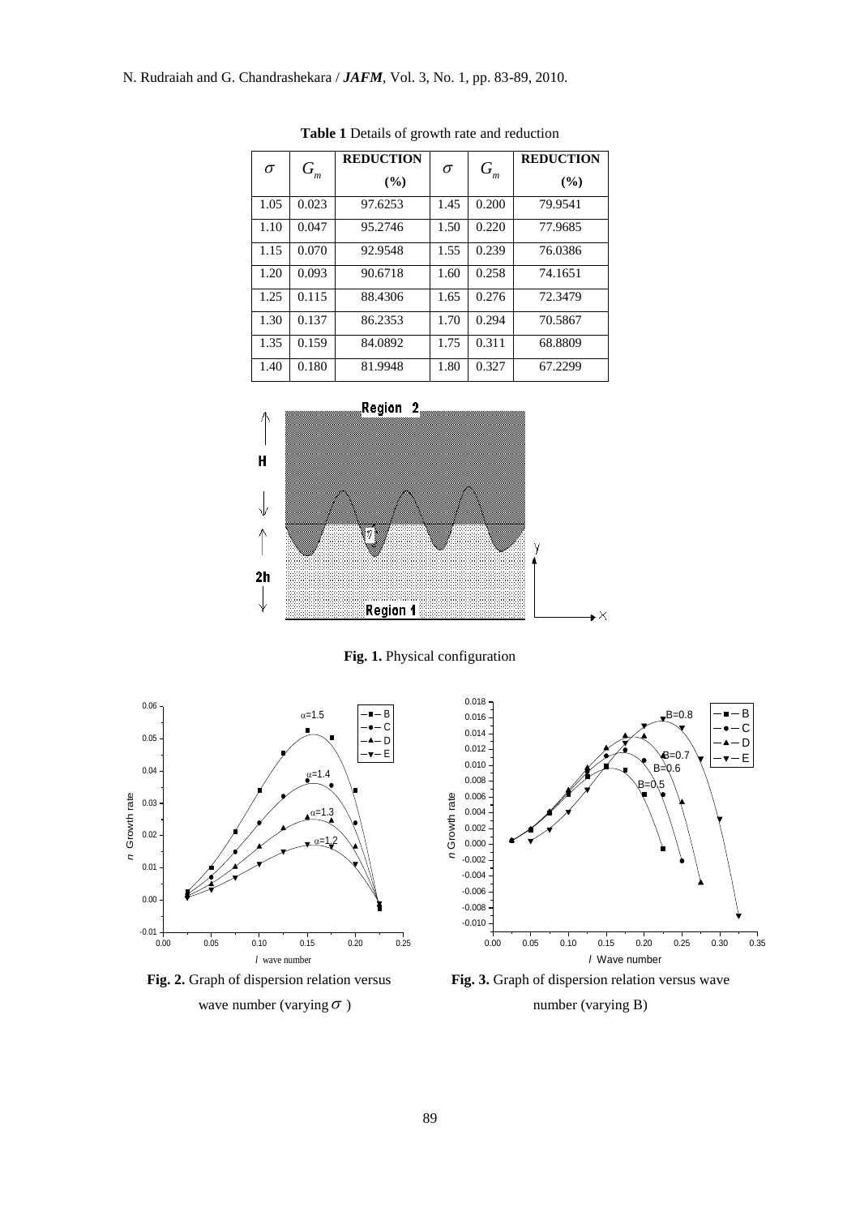**Table 1** Details of growth rate and reduction

| $\sigma$ | $G_m$ | REDUCTION (%) | $\sigma$ | $G_m$ | REDUCTION (%) |
|---|---|---|---|---|---|
| 1.05 | 0.023 | 97.6253 | 1.45 | 0.200 | 79.9541 |
| 1.10 | 0.047 | 95.2746 | 1.50 | 0.220 | 77.9685 |
| 1.15 | 0.070 | 92.9548 | 1.55 | 0.239 | 76.0386 |
| 1.20 | 0.093 | 90.6718 | 1.60 | 0.258 | 74.1651 |
| 1.25 | 0.115 | 88.4306 | 1.65 | 0.276 | 72.3479 |
| 1.30 | 0.137 | 86.2353 | 1.70 | 0.294 | 70.5867 |
| 1.35 | 0.159 | 84.0892 | 1.75 | 0.311 | 68.8809 |
| 1.40 | 0.180 | 81.9948 | 1.80 | 0.327 | 67.2299 |

Region 2

H

2h

Region 1

$\eta$

y

x

**Fig. 1.** Physical configuration

$\alpha$=1.5

$\alpha$=1.4

$\alpha$=1.3

$\alpha$=1.2

B

C

D

E

$n$ Growth rate

$l$ wave number

**Fig. 2.** Graph of dispersion relation versus wave number (varying $\sigma$ )

B=0.8

B=0.7

B=0.6

B=0.5

B

C

D

E

$n$ Growth rate

$l$ Wave number

**Fig. 3.** Graph of dispersion relation versus wave number (varying B)